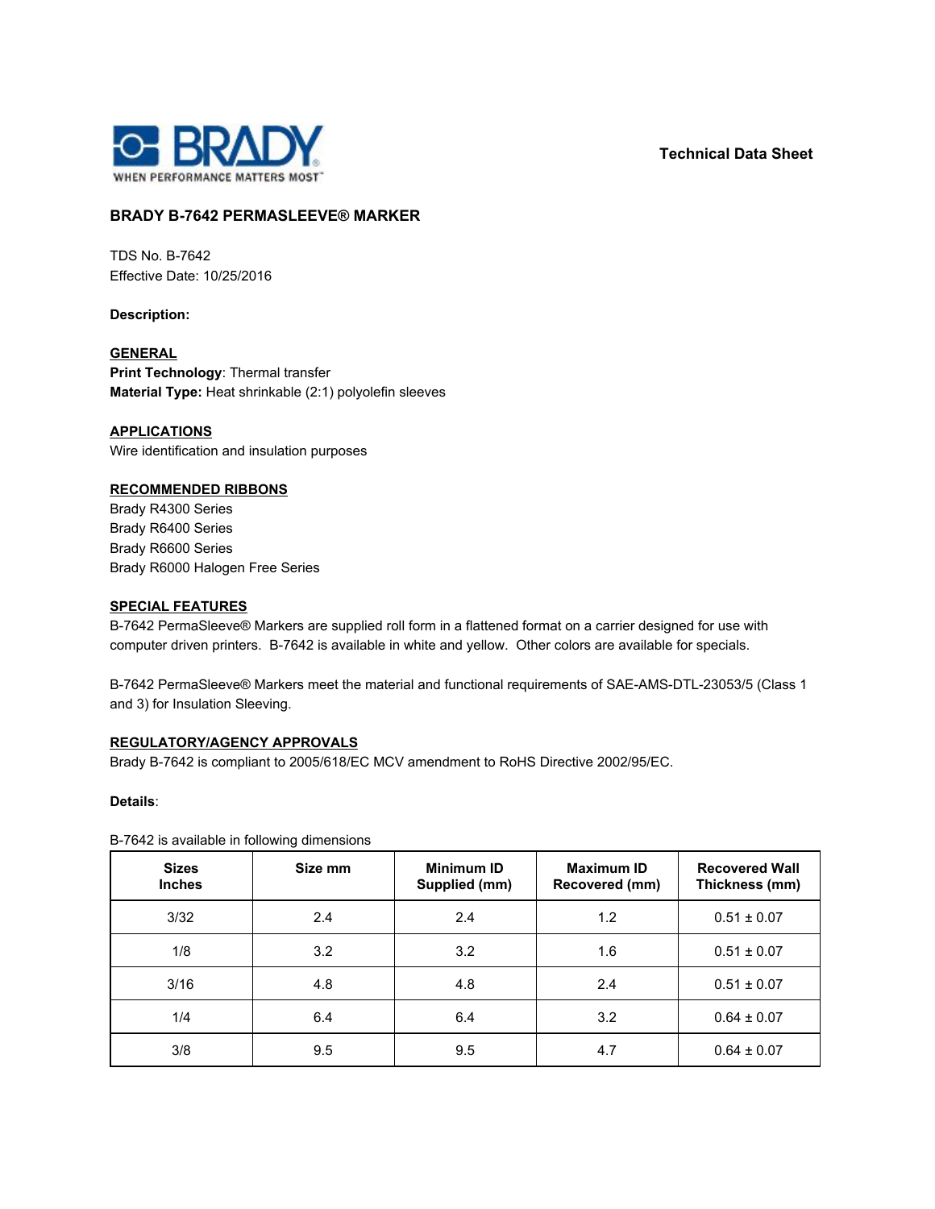BRADY
WHEN PERFORMANCE MATTERS MOST

**Technical Data Sheet**

## BRADY B-7642 PERMASLEEVE® MARKER

TDS No. B-7642
Effective Date: 10/25/2016

**Description:**

**GENERAL**
**Print Technology**: Thermal transfer
**Material Type:** Heat shrinkable (2:1) polyolefin sleeves

**APPLICATIONS**
Wire identification and insulation purposes

**RECOMMENDED RIBBONS**
Brady R4300 Series
Brady R6400 Series
Brady R6600 Series
Brady R6000 Halogen Free Series

**SPECIAL FEATURES**
B-7642 PermaSleeve® Markers are supplied roll form in a flattened format on a carrier designed for use with computer driven printers. B-7642 is available in white and yellow. Other colors are available for specials.

B-7642 PermaSleeve® Markers meet the material and functional requirements of SAE-AMS-DTL-23053/5 (Class 1 and 3) for Insulation Sleeving.

**REGULATORY/AGENCY APPROVALS**
Brady B-7642 is compliant to 2005/618/EC MCV amendment to RoHS Directive 2002/95/EC.

**Details**:

B-7642 is available in following dimensions

| Sizes Inches | Size mm | Minimum ID Supplied (mm) | Maximum ID Recovered (mm) | Recovered Wall Thickness (mm) |
|---|---|---|---|---|
| 3/32 | 2.4 | 2.4 | 1.2 | 0.51 ± 0.07 |
| 1/8 | 3.2 | 3.2 | 1.6 | 0.51 ± 0.07 |
| 3/16 | 4.8 | 4.8 | 2.4 | 0.51 ± 0.07 |
| 1/4 | 6.4 | 6.4 | 3.2 | 0.64 ± 0.07 |
| 3/8 | 9.5 | 9.5 | 4.7 | 0.64 ± 0.07 |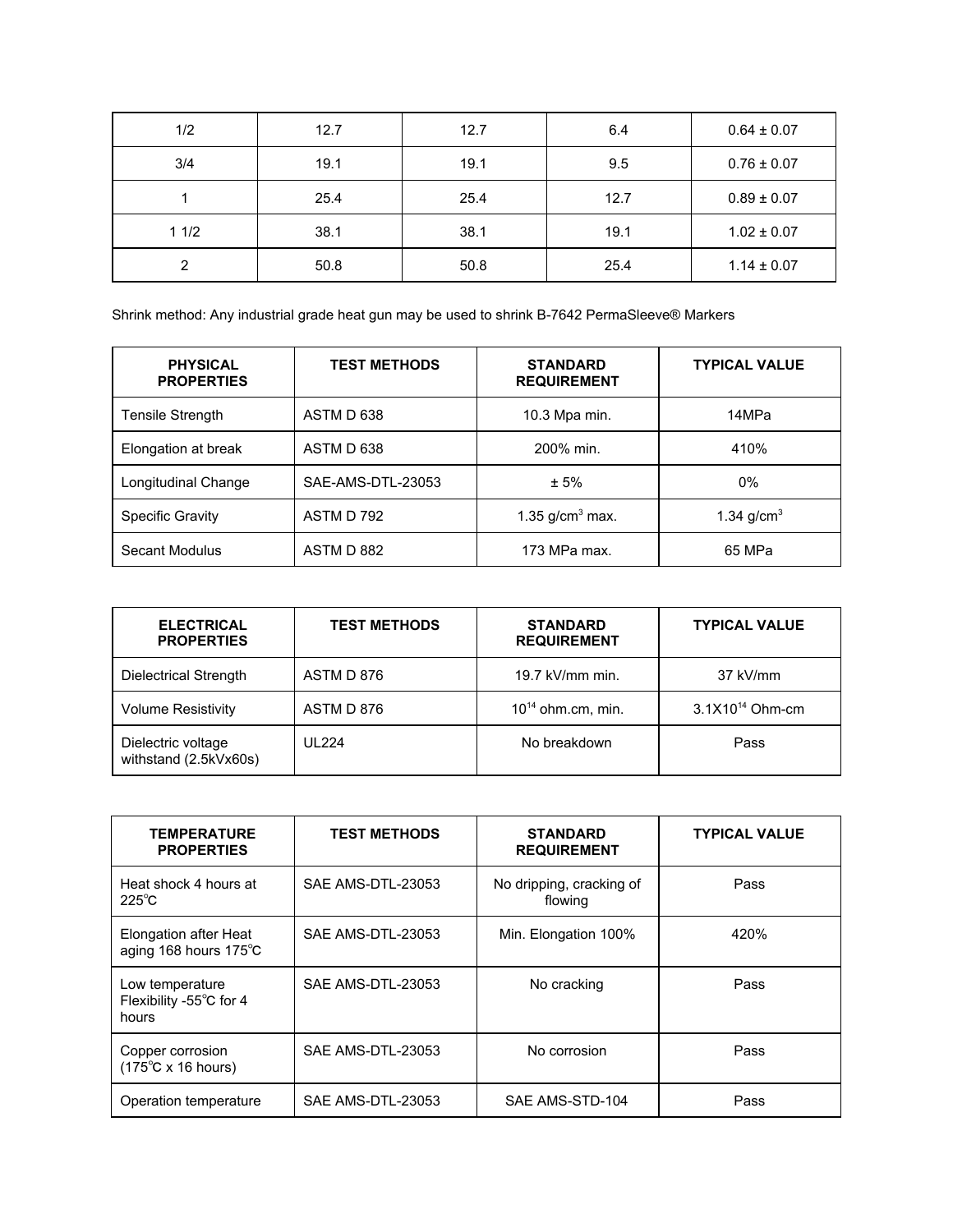| 1/2 | 12.7 | 12.7 | 6.4 | 0.64 ± 0.07 |
|---|---|---|---|---|
| 3/4 | 19.1 | 19.1 | 9.5 | 0.76 ± 0.07 |
| 1 | 25.4 | 25.4 | 12.7 | 0.89 ± 0.07 |
| 1 1/2 | 38.1 | 38.1 | 19.1 | 1.02 ± 0.07 |
| 2 | 50.8 | 50.8 | 25.4 | 1.14 ± 0.07 |

Shrink method: Any industrial grade heat gun may be used to shrink B-7642 PermaSleeve® Markers

| PHYSICAL PROPERTIES | TEST METHODS | STANDARD REQUIREMENT | TYPICAL VALUE |
|---|---|---|---|
| Tensile Strength | ASTM D 638 | 10.3 Mpa min. | 14MPa |
| Elongation at break | ASTM D 638 | 200% min. | 410% |
| Longitudinal Change | SAE-AMS-DTL-23053 | ± 5% | 0% |
| Specific Gravity | ASTM D 792 | 1.35 g/cm$^3$ max. | 1.34 g/cm$^3$ |
| Secant Modulus | ASTM D 882 | 173 MPa max. | 65 MPa |

| ELECTRICAL PROPERTIES | TEST METHODS | STANDARD REQUIREMENT | TYPICAL VALUE |
|---|---|---|---|
| Dielectrical Strength | ASTM D 876 | 19.7 kV/mm min. | 37 kV/mm |
| Volume Resistivity | ASTM D 876 | $10^{14}$ ohm.cm, min. | 3.1X$10^{14}$ Ohm-cm |
| Dielectric voltage withstand (2.5kVx60s) | UL224 | No breakdown | Pass |

| TEMPERATURE PROPERTIES | TEST METHODS | STANDARD REQUIREMENT | TYPICAL VALUE |
|---|---|---|---|
| Heat shock 4 hours at 225℃ | SAE AMS-DTL-23053 | No dripping, cracking of flowing | Pass |
| Elongation after Heat aging 168 hours 175℃ | SAE AMS-DTL-23053 | Min. Elongation 100% | 420% |
| Low temperature Flexibility -55℃ for 4 hours | SAE AMS-DTL-23053 | No cracking | Pass |
| Copper corrosion (175℃ x 16 hours) | SAE AMS-DTL-23053 | No corrosion | Pass |
| Operation temperature | SAE AMS-DTL-23053 | SAE AMS-STD-104 | Pass |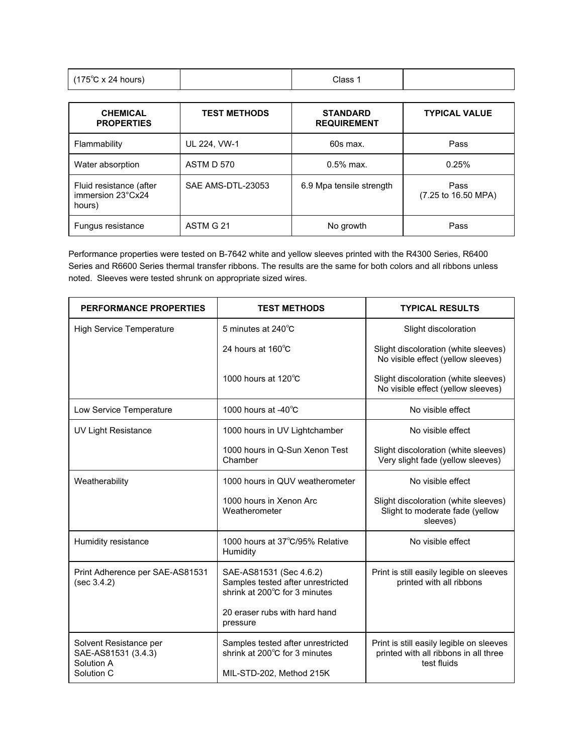| (175℃ x 24 hours) | | Class 1 | |
|---|---|---|---|

| CHEMICAL PROPERTIES | TEST METHODS | STANDARD REQUIREMENT | TYPICAL VALUE |
|---|---|---|---|
| Flammability | UL 224, VW-1 | 60s max. | Pass |
| Water absorption | ASTM D 570 | 0.5% max. | 0.25% |
| Fluid resistance (after immersion 23°Cx24 hours) | SAE AMS-DTL-23053 | 6.9 Mpa tensile strength | Pass (7.25 to 16.50 MPA) |
| Fungus resistance | ASTM G 21 | No growth | Pass |

Performance properties were tested on B-7642 white and yellow sleeves printed with the R4300 Series, R6400 Series and R6600 Series thermal transfer ribbons. The results are the same for both colors and all ribbons unless noted. Sleeves were tested shrunk on appropriate sized wires.

| PERFORMANCE PROPERTIES | TEST METHODS | TYPICAL RESULTS |
|---|---|---|
| High Service Temperature | 5 minutes at 240℃ | Slight discoloration |
| | 24 hours at 160℃ | Slight discoloration (white sleeves) No visible effect (yellow sleeves) |
| | 1000 hours at 120℃ | Slight discoloration (white sleeves) No visible effect (yellow sleeves) |
| Low Service Temperature | 1000 hours at -40℃ | No visible effect |
| UV Light Resistance | 1000 hours in UV Lightchamber | No visible effect |
| | 1000 hours in Q-Sun Xenon Test Chamber | Slight discoloration (white sleeves) Very slight fade (yellow sleeves) |
| Weatherability | 1000 hours in QUV weatherometer | No visible effect |
| | 1000 hours in Xenon Arc Weatherometer | Slight discoloration (white sleeves) Slight to moderate fade (yellow sleeves) |
| Humidity resistance | 1000 hours at 37℃/95% Relative Humidity | No visible effect |
| Print Adherence per SAE-AS81531 (sec 3.4.2) | SAE-AS81531 (Sec 4.6.2) Samples tested after unrestricted shrink at 200℃ for 3 minutes<br>20 eraser rubs with hard hand pressure | Print is still easily legible on sleeves printed with all ribbons |
| Solvent Resistance per SAE-AS81531 (3.4.3) Solution A Solution C | Samples tested after unrestricted shrink at 200℃ for 3 minutes<br>MIL-STD-202, Method 215K | Print is still easily legible on sleeves printed with all ribbons in all three test fluids |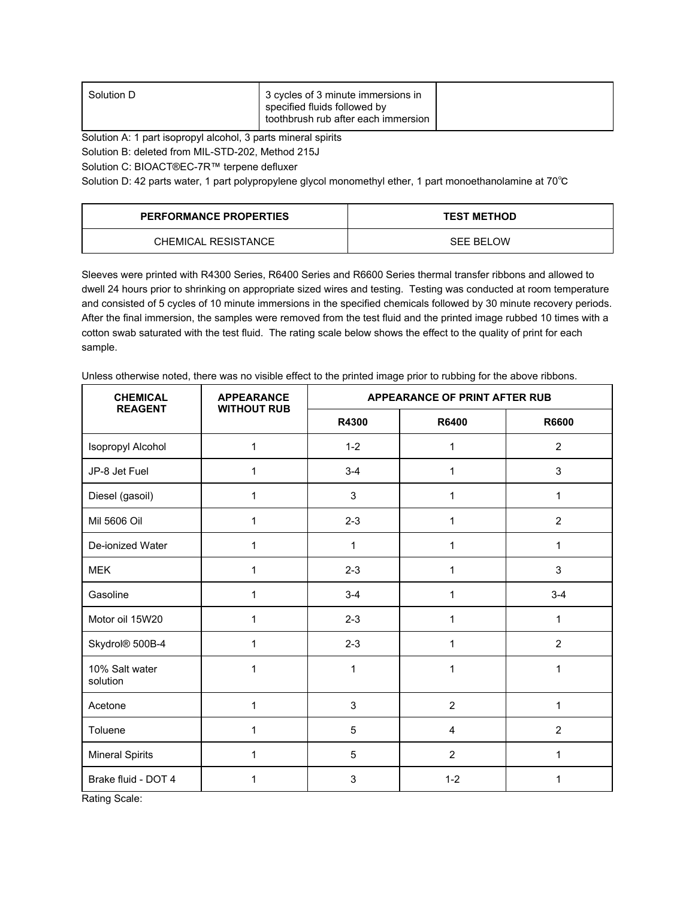| Solution D | 3 cycles of 3 minute immersions in specified fluids followed by toothbrush rub after each immersion | |
|---|---|---|

Solution A: 1 part isopropyl alcohol, 3 parts mineral spirits

Solution B: deleted from MIL-STD-202, Method 215J

Solution C: BIOACT®EC-7R™ terpene defluxer

Solution D: 42 parts water, 1 part polypropylene glycol monomethyl ether, 1 part monoethanolamine at 70℃

| PERFORMANCE PROPERTIES | TEST METHOD |
|---|---|
| CHEMICAL RESISTANCE | SEE BELOW |

Sleeves were printed with R4300 Series, R6400 Series and R6600 Series thermal transfer ribbons and allowed to dwell 24 hours prior to shrinking on appropriate sized wires and testing. Testing was conducted at room temperature and consisted of 5 cycles of 10 minute immersions in the specified chemicals followed by 30 minute recovery periods. After the final immersion, the samples were removed from the test fluid and the printed image rubbed 10 times with a cotton swab saturated with the test fluid. The rating scale below shows the effect to the quality of print for each sample.

Unless otherwise noted, there was no visible effect to the printed image prior to rubbing for the above ribbons.

| CHEMICAL REAGENT | APPEARANCE WITHOUT RUB | APPEARANCE OF PRINT AFTER RUB | | |
|---|---|---|---|---|
| | | R4300 | R6400 | R6600 |
| Isopropyl Alcohol | 1 | 1-2 | 1 | 2 |
| JP-8 Jet Fuel | 1 | 3-4 | 1 | 3 |
| Diesel (gasoil) | 1 | 3 | 1 | 1 |
| Mil 5606 Oil | 1 | 2-3 | 1 | 2 |
| De-ionized Water | 1 | 1 | 1 | 1 |
| MEK | 1 | 2-3 | 1 | 3 |
| Gasoline | 1 | 3-4 | 1 | 3-4 |
| Motor oil 15W20 | 1 | 2-3 | 1 | 1 |
| Skydrol® 500B-4 | 1 | 2-3 | 1 | 2 |
| 10% Salt water solution | 1 | 1 | 1 | 1 |
| Acetone | 1 | 3 | 2 | 1 |
| Toluene | 1 | 5 | 4 | 2 |
| Mineral Spirits | 1 | 5 | 2 | 1 |
| Brake fluid - DOT 4 | 1 | 3 | 1-2 | 1 |

Rating Scale: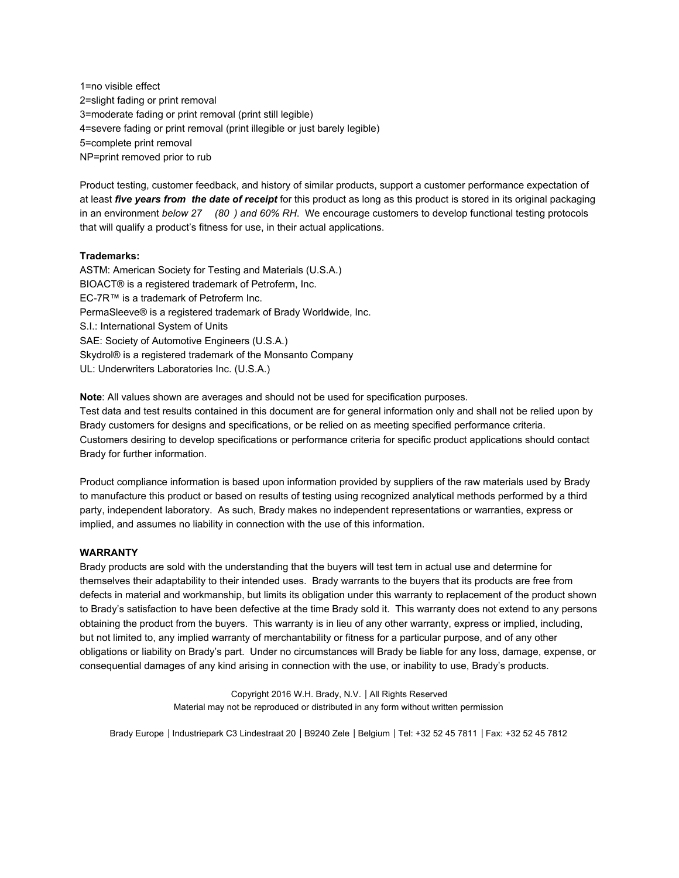1=no visible effect
2=slight fading or print removal
3=moderate fading or print removal (print still legible)
4=severe fading or print removal (print illegible or just barely legible)
5=complete print removal
NP=print removed prior to rub

Product testing, customer feedback, and history of similar products, support a customer performance expectation of at least ***five years from the date of receipt*** for this product as long as this product is stored in its original packaging in an environment *below 27 (80 ) and 60% RH*. We encourage customers to develop functional testing protocols that will qualify a product's fitness for use, in their actual applications.

**Trademarks:**
ASTM: American Society for Testing and Materials (U.S.A.)
BIOACT® is a registered trademark of Petroferm, Inc.
EC-7R™ is a trademark of Petroferm Inc.
PermaSleeve® is a registered trademark of Brady Worldwide, Inc.
S.I.: International System of Units
SAE: Society of Automotive Engineers (U.S.A.)
Skydrol® is a registered trademark of the Monsanto Company
UL: Underwriters Laboratories Inc. (U.S.A.)

**Note**: All values shown are averages and should not be used for specification purposes.
Test data and test results contained in this document are for general information only and shall not be relied upon by Brady customers for designs and specifications, or be relied on as meeting specified performance criteria. Customers desiring to develop specifications or performance criteria for specific product applications should contact Brady for further information.

Product compliance information is based upon information provided by suppliers of the raw materials used by Brady to manufacture this product or based on results of testing using recognized analytical methods performed by a third party, independent laboratory. As such, Brady makes no independent representations or warranties, express or implied, and assumes no liability in connection with the use of this information.

**WARRANTY**
Brady products are sold with the understanding that the buyers will test tem in actual use and determine for themselves their adaptability to their intended uses. Brady warrants to the buyers that its products are free from defects in material and workmanship, but limits its obligation under this warranty to replacement of the product shown to Brady's satisfaction to have been defective at the time Brady sold it. This warranty does not extend to any persons obtaining the product from the buyers. This warranty is in lieu of any other warranty, express or implied, including, but not limited to, any implied warranty of merchantability or fitness for a particular purpose, and of any other obligations or liability on Brady's part. Under no circumstances will Brady be liable for any loss, damage, expense, or consequential damages of any kind arising in connection with the use, or inability to use, Brady's products.

Copyright 2016 W.H. Brady, N.V. | All Rights Reserved
Material may not be reproduced or distributed in any form without written permission

Brady Europe | Industriepark C3 Lindestraat 20 | B9240 Zele | Belgium | Tel: +32 52 45 7811 | Fax: +32 52 45 7812